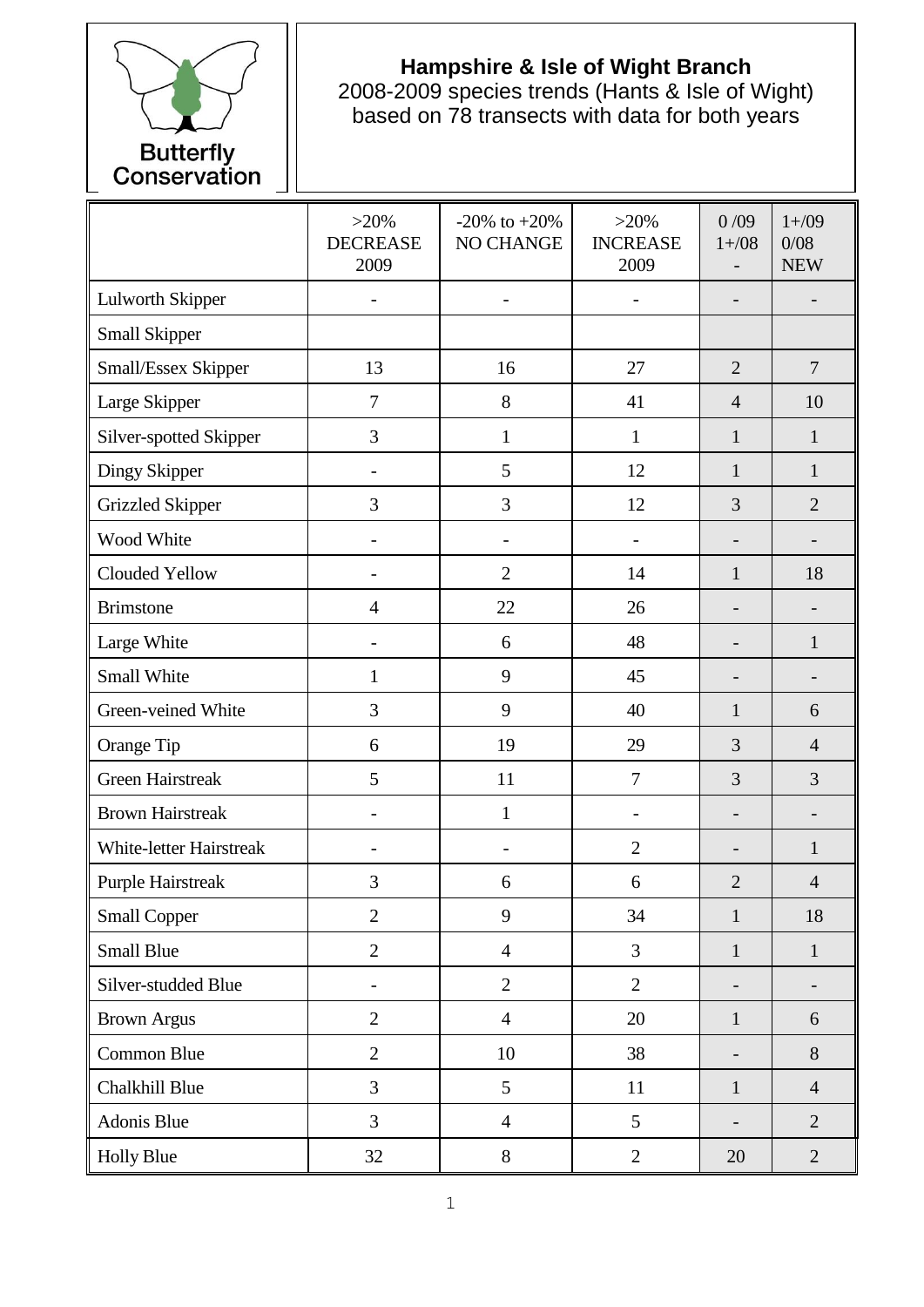Butterfly Conservation

**Hampshire & Isle of Wight Branch**
2008-2009 species trends (Hants & Isle of Wight)
based on 78 transects with data for both years

| | >20% DECREASE 2009 | -20% to +20% NO CHANGE | >20% INCREASE 2009 | 0 /09 1+/08 - | 1+/09 0/08 NEW |
|---|---|---|---|---|---|
| Lulworth Skipper | - | - | - | - | - |
| Small Skipper | | | | | |
| Small/Essex Skipper | 13 | 16 | 27 | 2 | 7 |
| Large Skipper | 7 | 8 | 41 | 4 | 10 |
| Silver-spotted Skipper | 3 | 1 | 1 | 1 | 1 |
| Dingy Skipper | - | 5 | 12 | 1 | 1 |
| Grizzled Skipper | 3 | 3 | 12 | 3 | 2 |
| Wood White | - | - | - | - | - |
| Clouded Yellow | - | 2 | 14 | 1 | 18 |
| Brimstone | 4 | 22 | 26 | - | - |
| Large White | - | 6 | 48 | - | 1 |
| Small White | 1 | 9 | 45 | - | - |
| Green-veined White | 3 | 9 | 40 | 1 | 6 |
| Orange Tip | 6 | 19 | 29 | 3 | 4 |
| Green Hairstreak | 5 | 11 | 7 | 3 | 3 |
| Brown Hairstreak | - | 1 | - | - | - |
| White-letter Hairstreak | - | - | 2 | - | 1 |
| Purple Hairstreak | 3 | 6 | 6 | 2 | 4 |
| Small Copper | 2 | 9 | 34 | 1 | 18 |
| Small Blue | 2 | 4 | 3 | 1 | 1 |
| Silver-studded Blue | - | 2 | 2 | - | - |
| Brown Argus | 2 | 4 | 20 | 1 | 6 |
| Common Blue | 2 | 10 | 38 | - | 8 |
| Chalkhill Blue | 3 | 5 | 11 | 1 | 4 |
| Adonis Blue | 3 | 4 | 5 | - | 2 |
| Holly Blue | 32 | 8 | 2 | 20 | 2 |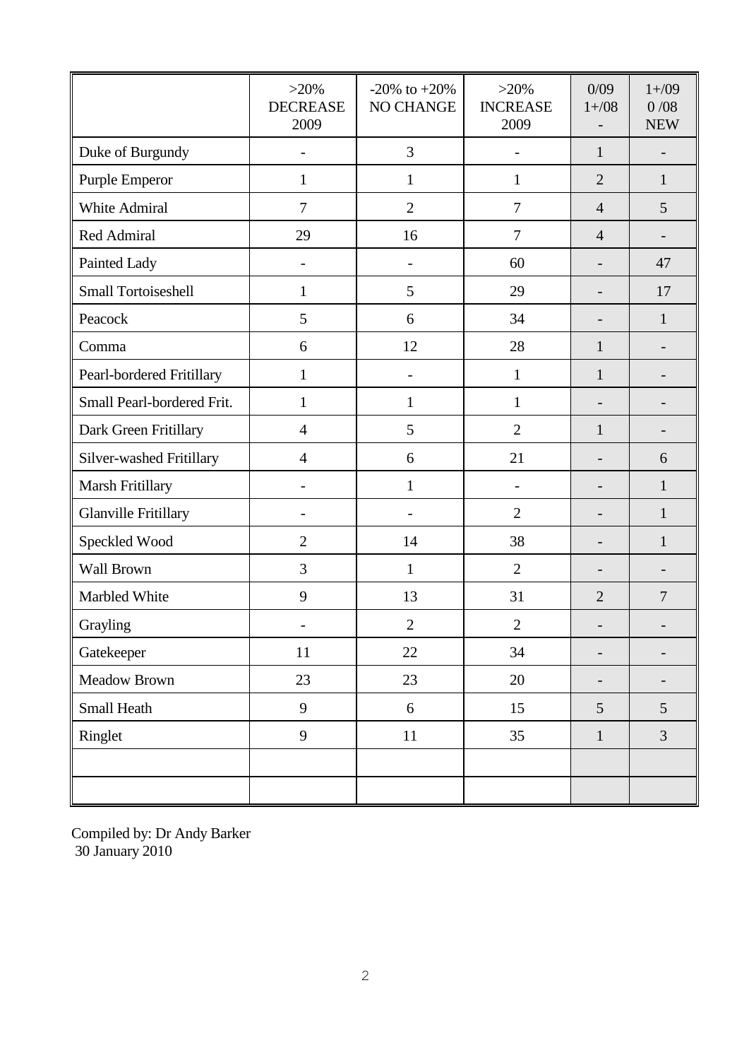| | >20% DECREASE 2009 | -20% to +20% NO CHANGE | >20% INCREASE 2009 | 0/09 1+/08 - | 1+/09 0 /08 NEW |
|---|---|---|---|---|---|
| Duke of Burgundy | - | 3 | - | 1 | - |
| Purple Emperor | 1 | 1 | 1 | 2 | 1 |
| White Admiral | 7 | 2 | 7 | 4 | 5 |
| Red Admiral | 29 | 16 | 7 | 4 | - |
| Painted Lady | - | - | 60 | - | 47 |
| Small Tortoiseshell | 1 | 5 | 29 | - | 17 |
| Peacock | 5 | 6 | 34 | - | 1 |
| Comma | 6 | 12 | 28 | 1 | - |
| Pearl-bordered Fritillary | 1 | - | 1 | 1 | - |
| Small Pearl-bordered Frit. | 1 | 1 | 1 | - | - |
| Dark Green Fritillary | 4 | 5 | 2 | 1 | - |
| Silver-washed Fritillary | 4 | 6 | 21 | - | 6 |
| Marsh Fritillary | - | 1 | - | - | 1 |
| Glanville Fritillary | - | - | 2 | - | 1 |
| Speckled Wood | 2 | 14 | 38 | - | 1 |
| Wall Brown | 3 | 1 | 2 | - | - |
| Marbled White | 9 | 13 | 31 | 2 | 7 |
| Grayling | - | 2 | 2 | - | - |
| Gatekeeper | 11 | 22 | 34 | - | - |
| Meadow Brown | 23 | 23 | 20 | - | - |
| Small Heath | 9 | 6 | 15 | 5 | 5 |
| Ringlet | 9 | 11 | 35 | 1 | 3 |
| | | | | | |
| | | | | | |

Compiled by: Dr Andy Barker
30 January 2010